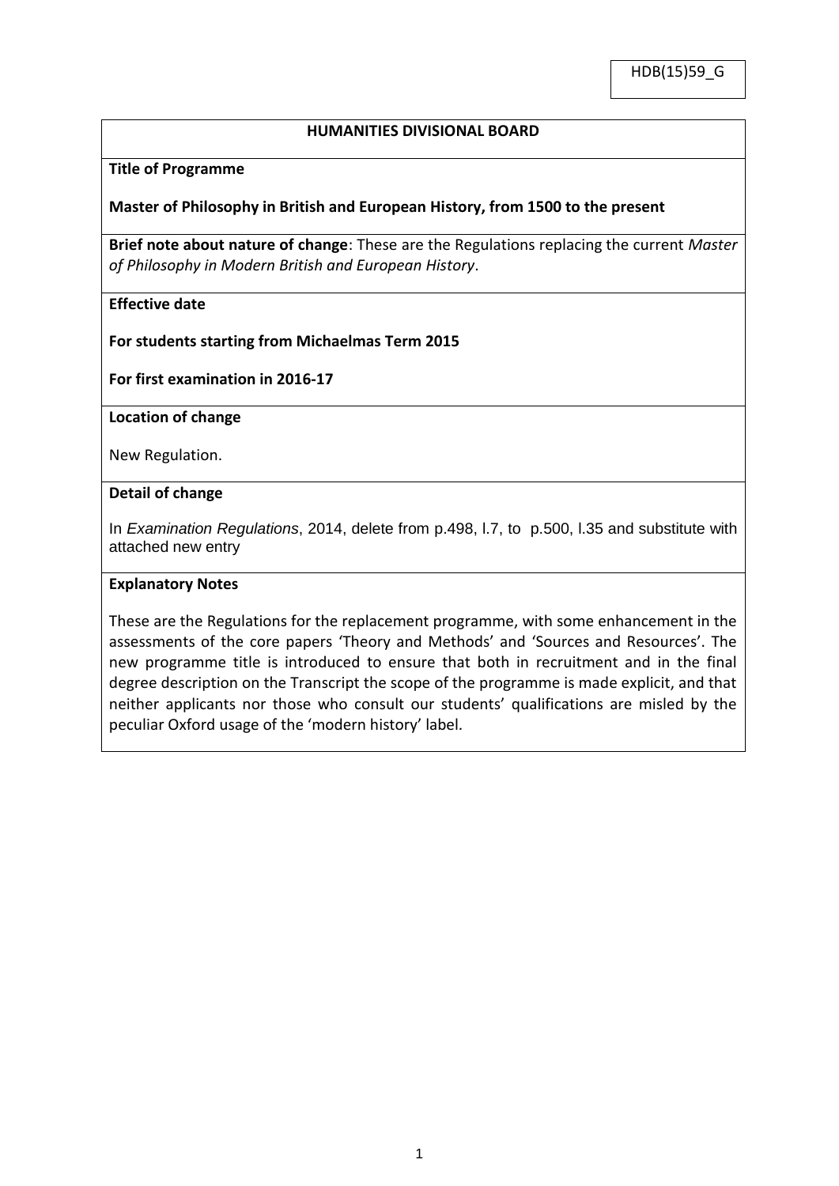HDB(15)59_G

**HUMANITIES DIVISIONAL BOARD**

**Title of Programme**

**Master of Philosophy in British and European History, from 1500 to the present**

**Brief note about nature of change**: These are the Regulations replacing the current *Master of Philosophy in Modern British and European History*.

**Effective date**

**For students starting from Michaelmas Term 2015**

**For first examination in 2016-17**

**Location of change**

New Regulation.

**Detail of change**

In *Examination Regulations*, 2014, delete from p.498, l.7, to p.500, l.35 and substitute with attached new entry

**Explanatory Notes**

These are the Regulations for the replacement programme, with some enhancement in the assessments of the core papers 'Theory and Methods' and 'Sources and Resources'. The new programme title is introduced to ensure that both in recruitment and in the final degree description on the Transcript the scope of the programme is made explicit, and that neither applicants nor those who consult our students' qualifications are misled by the peculiar Oxford usage of the 'modern history' label.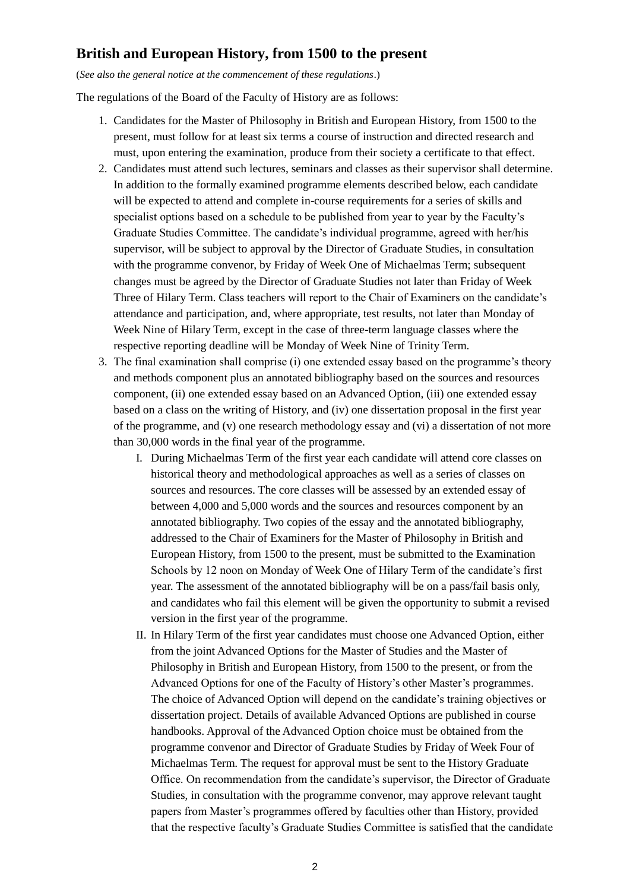## British and European History, from 1500 to the present

(*See also the general notice at the commencement of these regulations*.)

The regulations of the Board of the Faculty of History are as follows:

1. Candidates for the Master of Philosophy in British and European History, from 1500 to the present, must follow for at least six terms a course of instruction and directed research and must, upon entering the examination, produce from their society a certificate to that effect.
2. Candidates must attend such lectures, seminars and classes as their supervisor shall determine. In addition to the formally examined programme elements described below, each candidate will be expected to attend and complete in-course requirements for a series of skills and specialist options based on a schedule to be published from year to year by the Faculty's Graduate Studies Committee. The candidate's individual programme, agreed with her/his supervisor, will be subject to approval by the Director of Graduate Studies, in consultation with the programme convenor, by Friday of Week One of Michaelmas Term; subsequent changes must be agreed by the Director of Graduate Studies not later than Friday of Week Three of Hilary Term. Class teachers will report to the Chair of Examiners on the candidate's attendance and participation, and, where appropriate, test results, not later than Monday of Week Nine of Hilary Term, except in the case of three-term language classes where the respective reporting deadline will be Monday of Week Nine of Trinity Term.
3. The final examination shall comprise (i) one extended essay based on the programme's theory and methods component plus an annotated bibliography based on the sources and resources component, (ii) one extended essay based on an Advanced Option, (iii) one extended essay based on a class on the writing of History, and (iv) one dissertation proposal in the first year of the programme, and (v) one research methodology essay and (vi) a dissertation of not more than 30,000 words in the final year of the programme.
   I. During Michaelmas Term of the first year each candidate will attend core classes on historical theory and methodological approaches as well as a series of classes on sources and resources. The core classes will be assessed by an extended essay of between 4,000 and 5,000 words and the sources and resources component by an annotated bibliography. Two copies of the essay and the annotated bibliography, addressed to the Chair of Examiners for the Master of Philosophy in British and European History, from 1500 to the present, must be submitted to the Examination Schools by 12 noon on Monday of Week One of Hilary Term of the candidate's first year. The assessment of the annotated bibliography will be on a pass/fail basis only, and candidates who fail this element will be given the opportunity to submit a revised version in the first year of the programme.
   II. In Hilary Term of the first year candidates must choose one Advanced Option, either from the joint Advanced Options for the Master of Studies and the Master of Philosophy in British and European History, from 1500 to the present, or from the Advanced Options for one of the Faculty of History's other Master's programmes. The choice of Advanced Option will depend on the candidate's training objectives or dissertation project. Details of available Advanced Options are published in course handbooks. Approval of the Advanced Option choice must be obtained from the programme convenor and Director of Graduate Studies by Friday of Week Four of Michaelmas Term. The request for approval must be sent to the History Graduate Office. On recommendation from the candidate's supervisor, the Director of Graduate Studies, in consultation with the programme convenor, may approve relevant taught papers from Master's programmes offered by faculties other than History, provided that the respective faculty's Graduate Studies Committee is satisfied that the candidate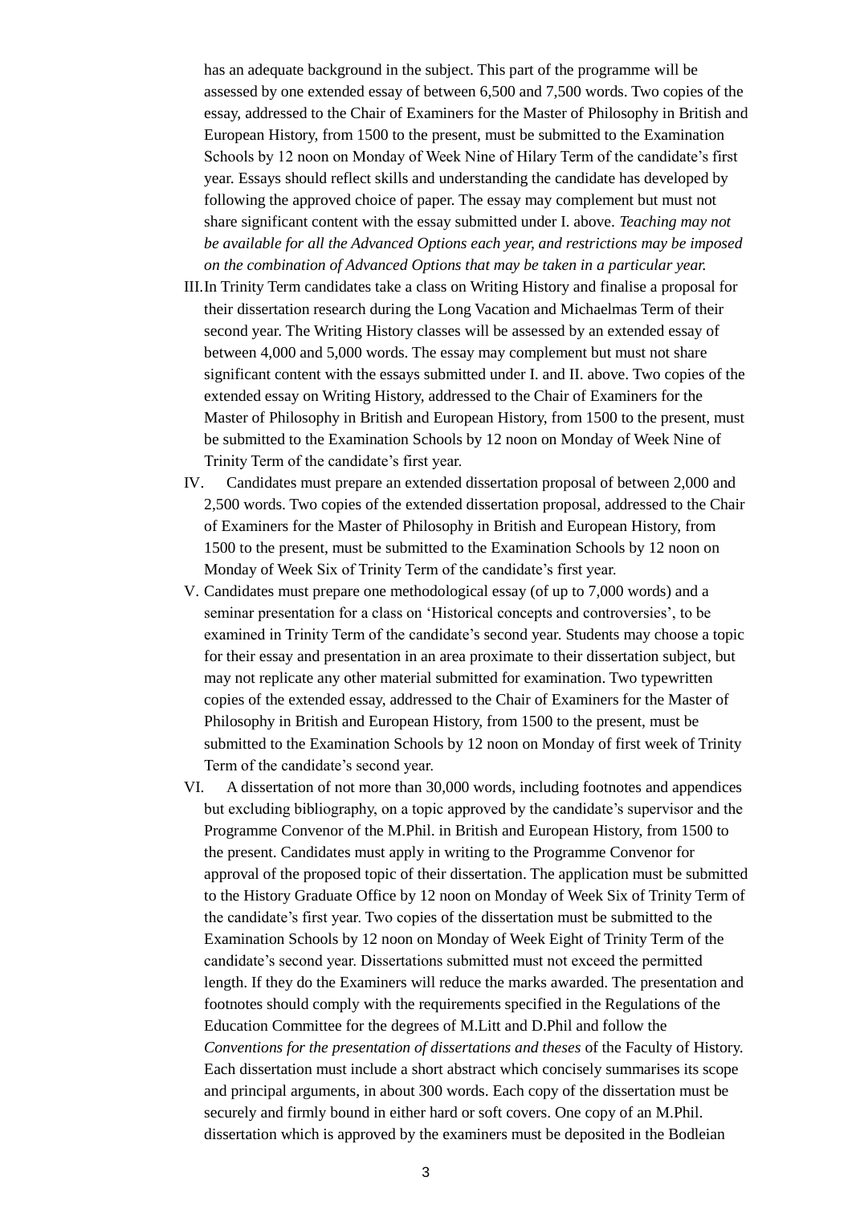has an adequate background in the subject. This part of the programme will be assessed by one extended essay of between 6,500 and 7,500 words. Two copies of the essay, addressed to the Chair of Examiners for the Master of Philosophy in British and European History, from 1500 to the present, must be submitted to the Examination Schools by 12 noon on Monday of Week Nine of Hilary Term of the candidate's first year. Essays should reflect skills and understanding the candidate has developed by following the approved choice of paper. The essay may complement but must not share significant content with the essay submitted under I. above. *Teaching may not be available for all the Advanced Options each year, and restrictions may be imposed on the combination of Advanced Options that may be taken in a particular year.*

III. In Trinity Term candidates take a class on Writing History and finalise a proposal for their dissertation research during the Long Vacation and Michaelmas Term of their second year. The Writing History classes will be assessed by an extended essay of between 4,000 and 5,000 words. The essay may complement but must not share significant content with the essays submitted under I. and II. above. Two copies of the extended essay on Writing History, addressed to the Chair of Examiners for the Master of Philosophy in British and European History, from 1500 to the present, must be submitted to the Examination Schools by 12 noon on Monday of Week Nine of Trinity Term of the candidate's first year.

IV. Candidates must prepare an extended dissertation proposal of between 2,000 and 2,500 words. Two copies of the extended dissertation proposal, addressed to the Chair of Examiners for the Master of Philosophy in British and European History, from 1500 to the present, must be submitted to the Examination Schools by 12 noon on Monday of Week Six of Trinity Term of the candidate's first year.

V. Candidates must prepare one methodological essay (of up to 7,000 words) and a seminar presentation for a class on 'Historical concepts and controversies', to be examined in Trinity Term of the candidate's second year. Students may choose a topic for their essay and presentation in an area proximate to their dissertation subject, but may not replicate any other material submitted for examination. Two typewritten copies of the extended essay, addressed to the Chair of Examiners for the Master of Philosophy in British and European History, from 1500 to the present, must be submitted to the Examination Schools by 12 noon on Monday of first week of Trinity Term of the candidate's second year.

VI. A dissertation of not more than 30,000 words, including footnotes and appendices but excluding bibliography, on a topic approved by the candidate's supervisor and the Programme Convenor of the M.Phil. in British and European History, from 1500 to the present. Candidates must apply in writing to the Programme Convenor for approval of the proposed topic of their dissertation. The application must be submitted to the History Graduate Office by 12 noon on Monday of Week Six of Trinity Term of the candidate's first year. Two copies of the dissertation must be submitted to the Examination Schools by 12 noon on Monday of Week Eight of Trinity Term of the candidate's second year. Dissertations submitted must not exceed the permitted length. If they do the Examiners will reduce the marks awarded. The presentation and footnotes should comply with the requirements specified in the Regulations of the Education Committee for the degrees of M.Litt and D.Phil and follow the *Conventions for the presentation of dissertations and theses* of the Faculty of History. Each dissertation must include a short abstract which concisely summarises its scope and principal arguments, in about 300 words. Each copy of the dissertation must be securely and firmly bound in either hard or soft covers. One copy of an M.Phil. dissertation which is approved by the examiners must be deposited in the Bodleian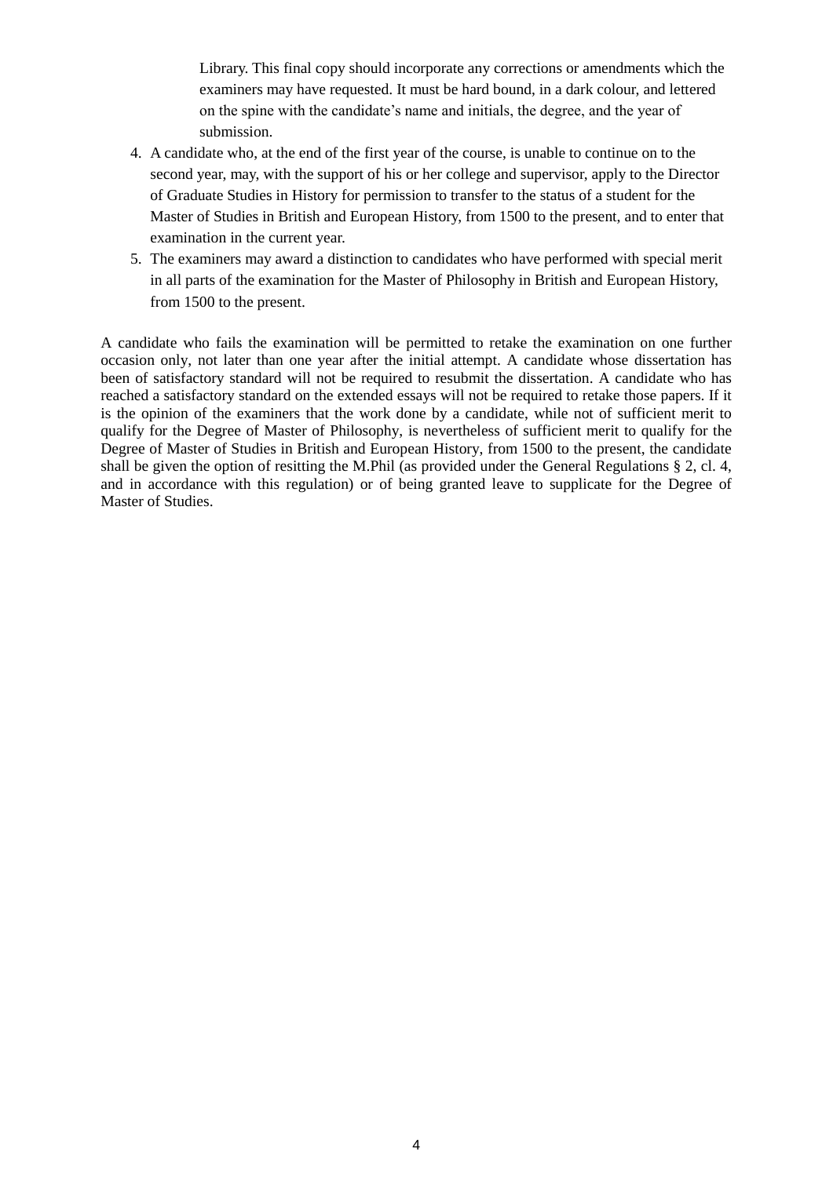Library. This final copy should incorporate any corrections or amendments which the examiners may have requested. It must be hard bound, in a dark colour, and lettered on the spine with the candidate's name and initials, the degree, and the year of submission.

4. A candidate who, at the end of the first year of the course, is unable to continue on to the second year, may, with the support of his or her college and supervisor, apply to the Director of Graduate Studies in History for permission to transfer to the status of a student for the Master of Studies in British and European History, from 1500 to the present, and to enter that examination in the current year.
5. The examiners may award a distinction to candidates who have performed with special merit in all parts of the examination for the Master of Philosophy in British and European History, from 1500 to the present.

A candidate who fails the examination will be permitted to retake the examination on one further occasion only, not later than one year after the initial attempt. A candidate whose dissertation has been of satisfactory standard will not be required to resubmit the dissertation. A candidate who has reached a satisfactory standard on the extended essays will not be required to retake those papers. If it is the opinion of the examiners that the work done by a candidate, while not of sufficient merit to qualify for the Degree of Master of Philosophy, is nevertheless of sufficient merit to qualify for the Degree of Master of Studies in British and European History, from 1500 to the present, the candidate shall be given the option of resitting the M.Phil (as provided under the General Regulations § 2, cl. 4, and in accordance with this regulation) or of being granted leave to supplicate for the Degree of Master of Studies.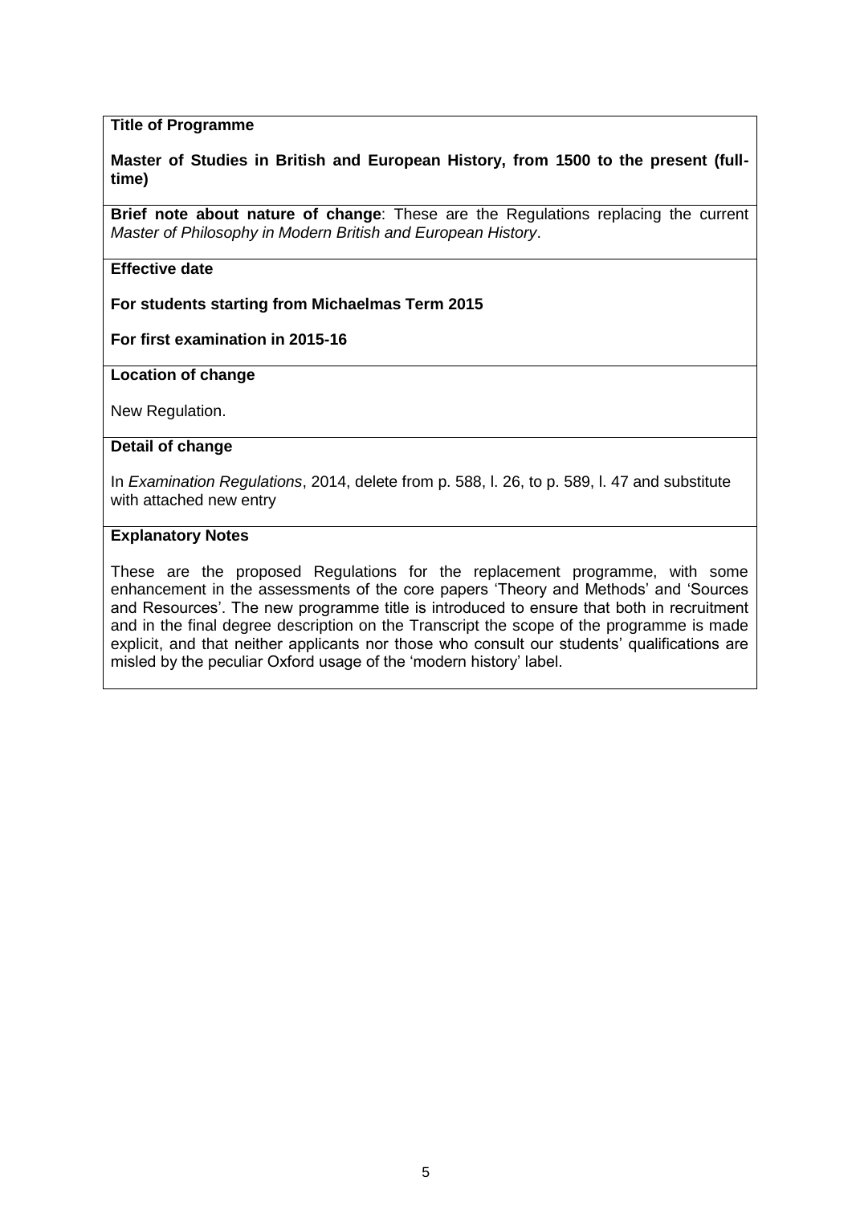**Title of Programme**

**Master of Studies in British and European History, from 1500 to the present (full-time)**

**Brief note about nature of change**: These are the Regulations replacing the current *Master of Philosophy in Modern British and European History*.

**Effective date**

**For students starting from Michaelmas Term 2015**

**For first examination in 2015-16**

**Location of change**

New Regulation.

**Detail of change**

In *Examination Regulations*, 2014, delete from p. 588, l. 26, to p. 589, l. 47 and substitute with attached new entry

**Explanatory Notes**

These are the proposed Regulations for the replacement programme, with some enhancement in the assessments of the core papers 'Theory and Methods' and 'Sources and Resources'. The new programme title is introduced to ensure that both in recruitment and in the final degree description on the Transcript the scope of the programme is made explicit, and that neither applicants nor those who consult our students' qualifications are misled by the peculiar Oxford usage of the 'modern history' label.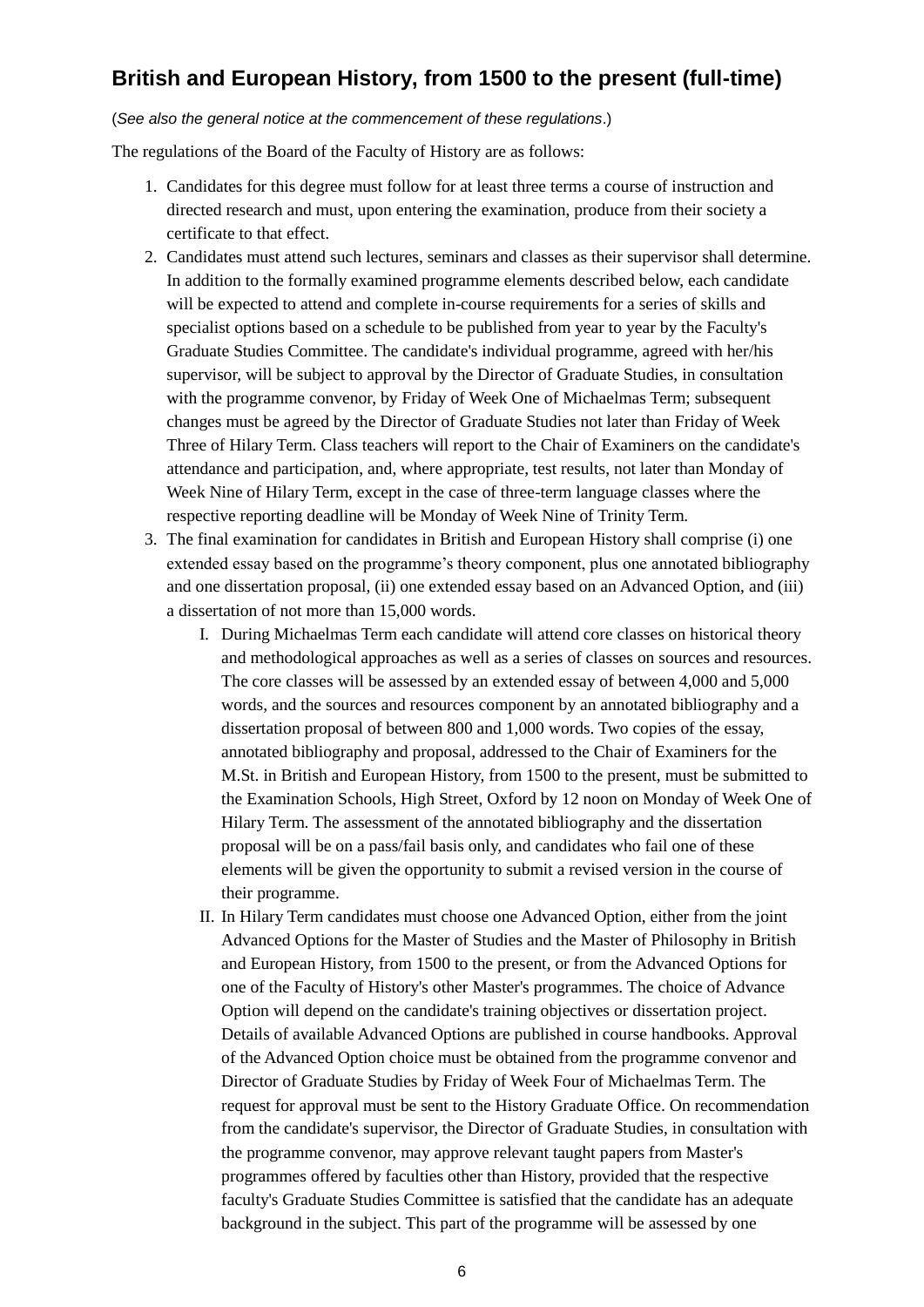## British and European History, from 1500 to the present (full-time)

(*See also the general notice at the commencement of these regulations*.)

The regulations of the Board of the Faculty of History are as follows:

1. Candidates for this degree must follow for at least three terms a course of instruction and directed research and must, upon entering the examination, produce from their society a certificate to that effect.
2. Candidates must attend such lectures, seminars and classes as their supervisor shall determine. In addition to the formally examined programme elements described below, each candidate will be expected to attend and complete in-course requirements for a series of skills and specialist options based on a schedule to be published from year to year by the Faculty's Graduate Studies Committee. The candidate's individual programme, agreed with her/his supervisor, will be subject to approval by the Director of Graduate Studies, in consultation with the programme convenor, by Friday of Week One of Michaelmas Term; subsequent changes must be agreed by the Director of Graduate Studies not later than Friday of Week Three of Hilary Term. Class teachers will report to the Chair of Examiners on the candidate's attendance and participation, and, where appropriate, test results, not later than Monday of Week Nine of Hilary Term, except in the case of three-term language classes where the respective reporting deadline will be Monday of Week Nine of Trinity Term.
3. The final examination for candidates in British and European History shall comprise (i) one extended essay based on the programme's theory component, plus one annotated bibliography and one dissertation proposal, (ii) one extended essay based on an Advanced Option, and (iii) a dissertation of not more than 15,000 words.
   I. During Michaelmas Term each candidate will attend core classes on historical theory and methodological approaches as well as a series of classes on sources and resources. The core classes will be assessed by an extended essay of between 4,000 and 5,000 words, and the sources and resources component by an annotated bibliography and a dissertation proposal of between 800 and 1,000 words. Two copies of the essay, annotated bibliography and proposal, addressed to the Chair of Examiners for the M.St. in British and European History, from 1500 to the present, must be submitted to the Examination Schools, High Street, Oxford by 12 noon on Monday of Week One of Hilary Term. The assessment of the annotated bibliography and the dissertation proposal will be on a pass/fail basis only, and candidates who fail one of these elements will be given the opportunity to submit a revised version in the course of their programme.
   II. In Hilary Term candidates must choose one Advanced Option, either from the joint Advanced Options for the Master of Studies and the Master of Philosophy in British and European History, from 1500 to the present, or from the Advanced Options for one of the Faculty of History's other Master's programmes. The choice of Advance Option will depend on the candidate's training objectives or dissertation project. Details of available Advanced Options are published in course handbooks. Approval of the Advanced Option choice must be obtained from the programme convenor and Director of Graduate Studies by Friday of Week Four of Michaelmas Term. The request for approval must be sent to the History Graduate Office. On recommendation from the candidate's supervisor, the Director of Graduate Studies, in consultation with the programme convenor, may approve relevant taught papers from Master's programmes offered by faculties other than History, provided that the respective faculty's Graduate Studies Committee is satisfied that the candidate has an adequate background in the subject. This part of the programme will be assessed by one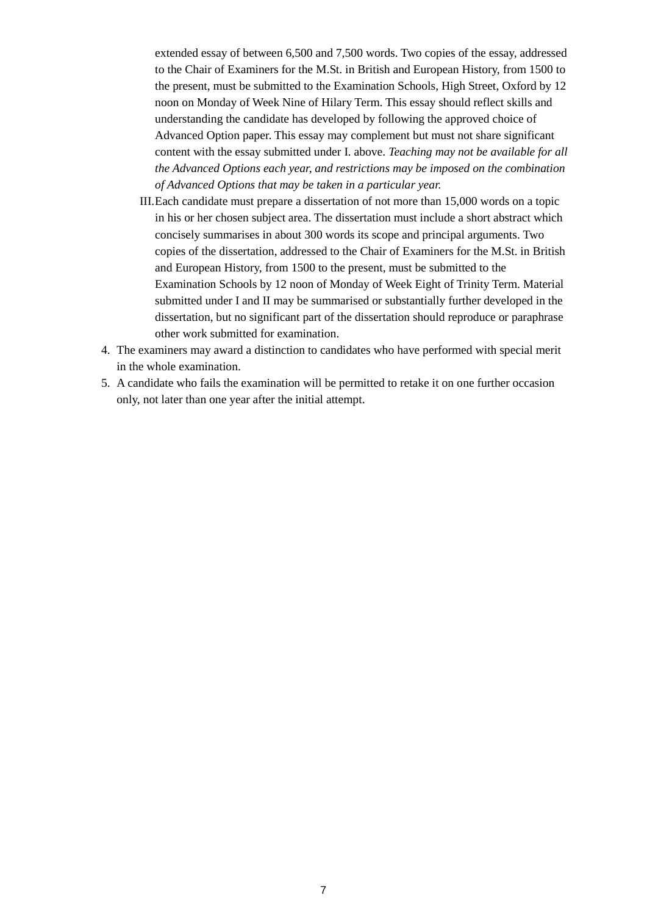extended essay of between 6,500 and 7,500 words. Two copies of the essay, addressed to the Chair of Examiners for the M.St. in British and European History, from 1500 to the present, must be submitted to the Examination Schools, High Street, Oxford by 12 noon on Monday of Week Nine of Hilary Term. This essay should reflect skills and understanding the candidate has developed by following the approved choice of Advanced Option paper. This essay may complement but must not share significant content with the essay submitted under I. above. *Teaching may not be available for all the Advanced Options each year, and restrictions may be imposed on the combination of Advanced Options that may be taken in a particular year.*

III. Each candidate must prepare a dissertation of not more than 15,000 words on a topic in his or her chosen subject area. The dissertation must include a short abstract which concisely summarises in about 300 words its scope and principal arguments. Two copies of the dissertation, addressed to the Chair of Examiners for the M.St. in British and European History, from 1500 to the present, must be submitted to the Examination Schools by 12 noon of Monday of Week Eight of Trinity Term. Material submitted under I and II may be summarised or substantially further developed in the dissertation, but no significant part of the dissertation should reproduce or paraphrase other work submitted for examination.

4. The examiners may award a distinction to candidates who have performed with special merit in the whole examination.
5. A candidate who fails the examination will be permitted to retake it on one further occasion only, not later than one year after the initial attempt.